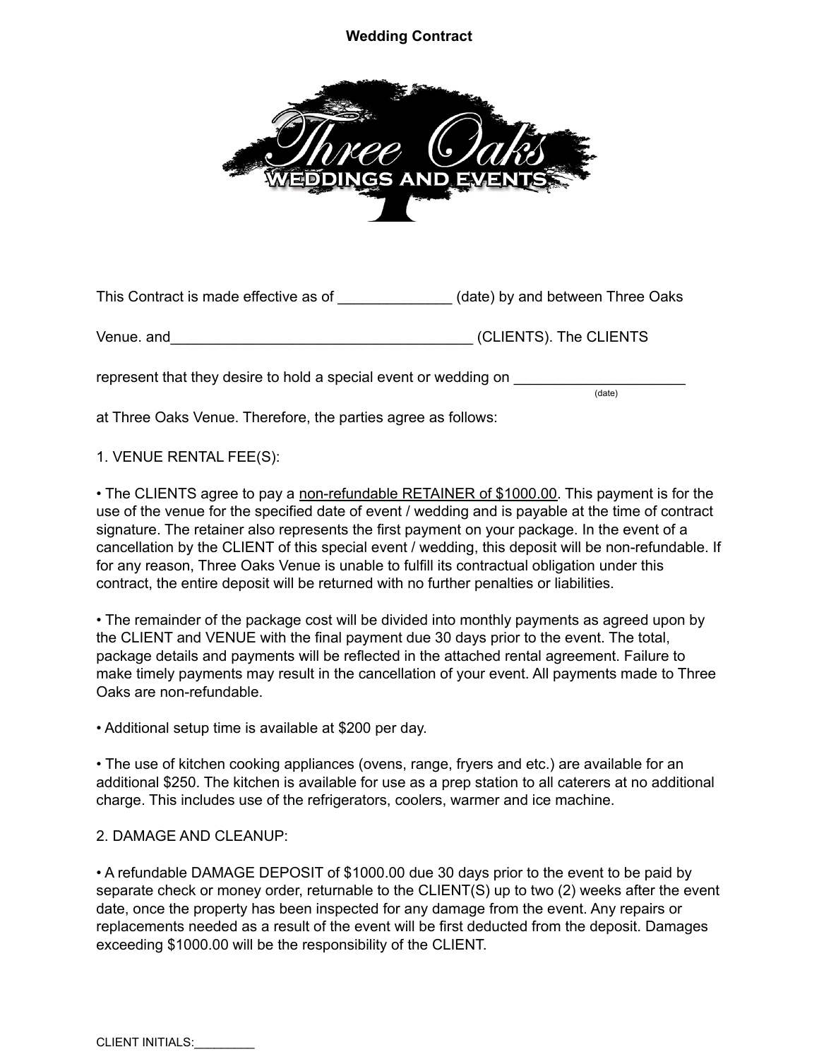# Wedding Contract

Three Oaks WEDDINGS AND EVENTS

This Contract is made effective as of ______________ (date) by and between Three Oaks Venue. and______________________________________ (CLIENTS). The CLIENTS represent that they desire to hold a special event or wedding on _____________________ (date) at Three Oaks Venue. Therefore, the parties agree as follows:

1. VENUE RENTAL FEE(S):

- The CLIENTS agree to pay a non-refundable RETAINER of $1000.00. This payment is for the use of the venue for the specified date of event / wedding and is payable at the time of contract signature. The retainer also represents the first payment on your package. In the event of a cancellation by the CLIENT of this special event / wedding, this deposit will be non-refundable. If for any reason, Three Oaks Venue is unable to fulfill its contractual obligation under this contract, the entire deposit will be returned with no further penalties or liabilities.

- The remainder of the package cost will be divided into monthly payments as agreed upon by the CLIENT and VENUE with the final payment due 30 days prior to the event. The total, package details and payments will be reflected in the attached rental agreement. Failure to make timely payments may result in the cancellation of your event. All payments made to Three Oaks are non-refundable.

- Additional setup time is available at $200 per day.

- The use of kitchen cooking appliances (ovens, range, fryers and etc.) are available for an additional $250. The kitchen is available for use as a prep station to all caterers at no additional charge. This includes use of the refrigerators, coolers, warmer and ice machine.

2. DAMAGE AND CLEANUP:

- A refundable DAMAGE DEPOSIT of $1000.00 due 30 days prior to the event to be paid by separate check or money order, returnable to the CLIENT(S) up to two (2) weeks after the event date, once the property has been inspected for any damage from the event. Any repairs or replacements needed as a result of the event will be first deducted from the deposit. Damages exceeding $1000.00 will be the responsibility of the CLIENT.

CLIENT INITIALS:_________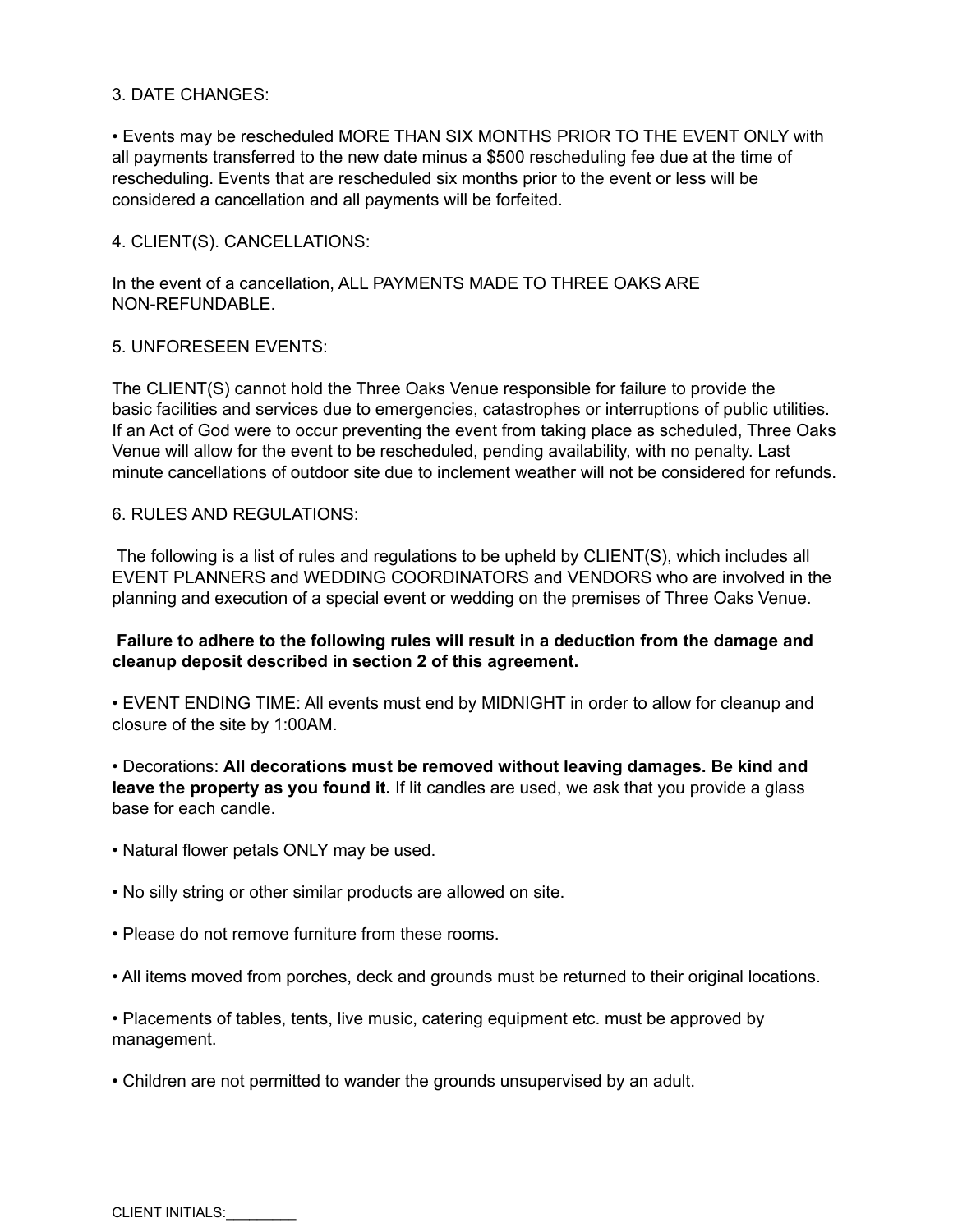3. DATE CHANGES:

- Events may be rescheduled MORE THAN SIX MONTHS PRIOR TO THE EVENT ONLY with all payments transferred to the new date minus a $500 rescheduling fee due at the time of rescheduling. Events that are rescheduled six months prior to the event or less will be considered a cancellation and all payments will be forfeited.

4. CLIENT(S). CANCELLATIONS:

In the event of a cancellation, ALL PAYMENTS MADE TO THREE OAKS ARE NON-REFUNDABLE.

5. UNFORESEEN EVENTS:

The CLIENT(S) cannot hold the Three Oaks Venue responsible for failure to provide the basic facilities and services due to emergencies, catastrophes or interruptions of public utilities. If an Act of God were to occur preventing the event from taking place as scheduled, Three Oaks Venue will allow for the event to be rescheduled, pending availability, with no penalty. Last minute cancellations of outdoor site due to inclement weather will not be considered for refunds.

6. RULES AND REGULATIONS:

The following is a list of rules and regulations to be upheld by CLIENT(S), which includes all EVENT PLANNERS and WEDDING COORDINATORS and VENDORS who are involved in the planning and execution of a special event or wedding on the premises of Three Oaks Venue.

**Failure to adhere to the following rules will result in a deduction from the damage and cleanup deposit described in section 2 of this agreement.**

- EVENT ENDING TIME: All events must end by MIDNIGHT in order to allow for cleanup and closure of the site by 1:00AM.

- Decorations: **All decorations must be removed without leaving damages. Be kind and leave the property as you found it.** If lit candles are used, we ask that you provide a glass base for each candle.

- Natural flower petals ONLY may be used.

- No silly string or other similar products are allowed on site.

- Please do not remove furniture from these rooms.

- All items moved from porches, deck and grounds must be returned to their original locations.

- Placements of tables, tents, live music, catering equipment etc. must be approved by management.

- Children are not permitted to wander the grounds unsupervised by an adult.

CLIENT INITIALS:_________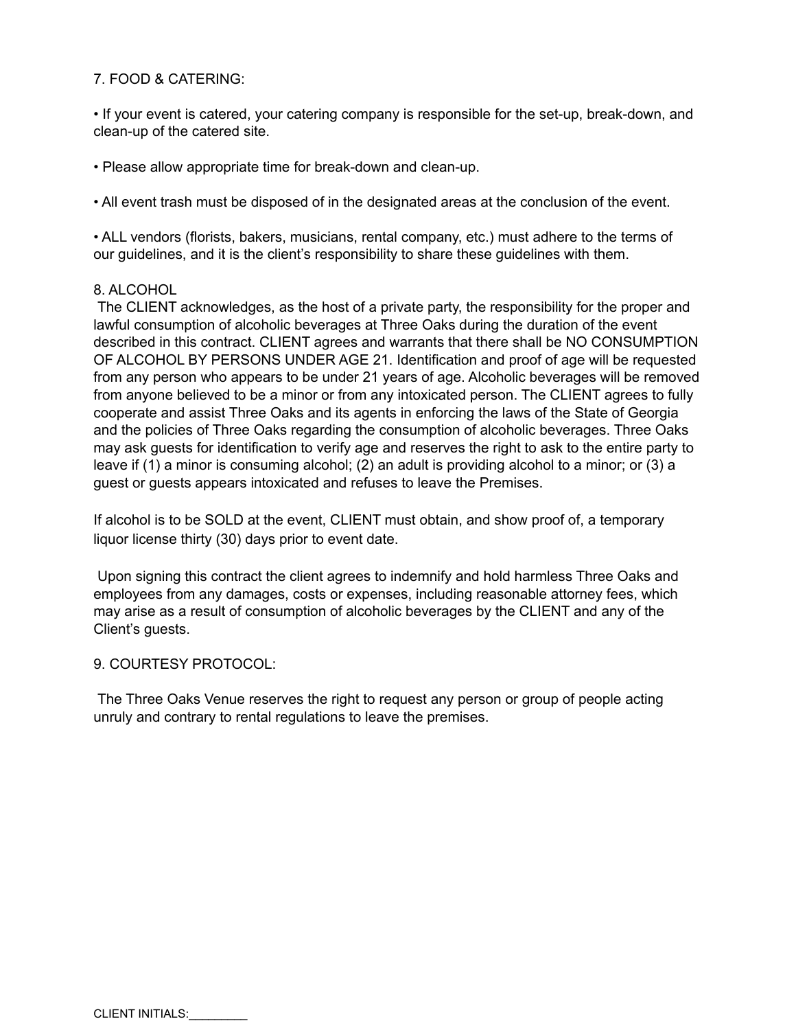## 7. FOOD & CATERING:

- If your event is catered, your catering company is responsible for the set-up, break-down, and clean-up of the catered site.

- Please allow appropriate time for break-down and clean-up.

- All event trash must be disposed of in the designated areas at the conclusion of the event.

- ALL vendors (florists, bakers, musicians, rental company, etc.) must adhere to the terms of our guidelines, and it is the client's responsibility to share these guidelines with them.

## 8. ALCOHOL

The CLIENT acknowledges, as the host of a private party, the responsibility for the proper and lawful consumption of alcoholic beverages at Three Oaks during the duration of the event described in this contract. CLIENT agrees and warrants that there shall be NO CONSUMPTION OF ALCOHOL BY PERSONS UNDER AGE 21. Identification and proof of age will be requested from any person who appears to be under 21 years of age. Alcoholic beverages will be removed from anyone believed to be a minor or from any intoxicated person. The CLIENT agrees to fully cooperate and assist Three Oaks and its agents in enforcing the laws of the State of Georgia and the policies of Three Oaks regarding the consumption of alcoholic beverages. Three Oaks may ask guests for identification to verify age and reserves the right to ask to the entire party to leave if (1) a minor is consuming alcohol; (2) an adult is providing alcohol to a minor; or (3) a guest or guests appears intoxicated and refuses to leave the Premises.

If alcohol is to be SOLD at the event, CLIENT must obtain, and show proof of, a temporary liquor license thirty (30) days prior to event date.

Upon signing this contract the client agrees to indemnify and hold harmless Three Oaks and employees from any damages, costs or expenses, including reasonable attorney fees, which may arise as a result of consumption of alcoholic beverages by the CLIENT and any of the Client's guests.

## 9. COURTESY PROTOCOL:

The Three Oaks Venue reserves the right to request any person or group of people acting unruly and contrary to rental regulations to leave the premises.

CLIENT INITIALS:_________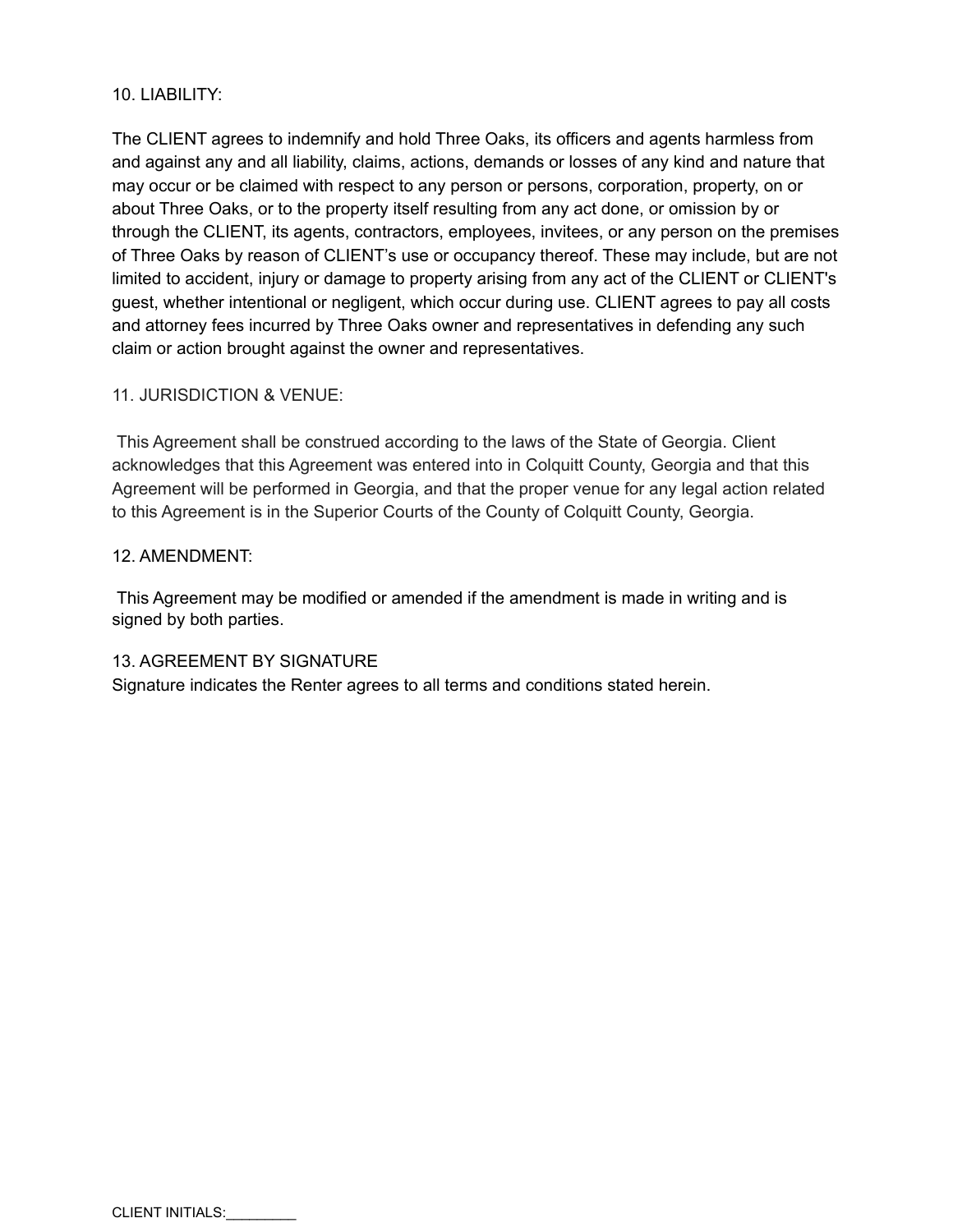10. LIABILITY:

The CLIENT agrees to indemnify and hold Three Oaks, its officers and agents harmless from and against any and all liability, claims, actions, demands or losses of any kind and nature that may occur or be claimed with respect to any person or persons, corporation, property, on or about Three Oaks, or to the property itself resulting from any act done, or omission by or through the CLIENT, its agents, contractors, employees, invitees, or any person on the premises of Three Oaks by reason of CLIENT's use or occupancy thereof. These may include, but are not limited to accident, injury or damage to property arising from any act of the CLIENT or CLIENT's guest, whether intentional or negligent, which occur during use. CLIENT agrees to pay all costs and attorney fees incurred by Three Oaks owner and representatives in defending any such claim or action brought against the owner and representatives.

11. JURISDICTION & VENUE:

This Agreement shall be construed according to the laws of the State of Georgia. Client acknowledges that this Agreement was entered into in Colquitt County, Georgia and that this Agreement will be performed in Georgia, and that the proper venue for any legal action related to this Agreement is in the Superior Courts of the County of Colquitt County, Georgia.

12. AMENDMENT:

This Agreement may be modified or amended if the amendment is made in writing and is signed by both parties.

13. AGREEMENT BY SIGNATURE

Signature indicates the Renter agrees to all terms and conditions stated herein.

CLIENT INITIALS:_________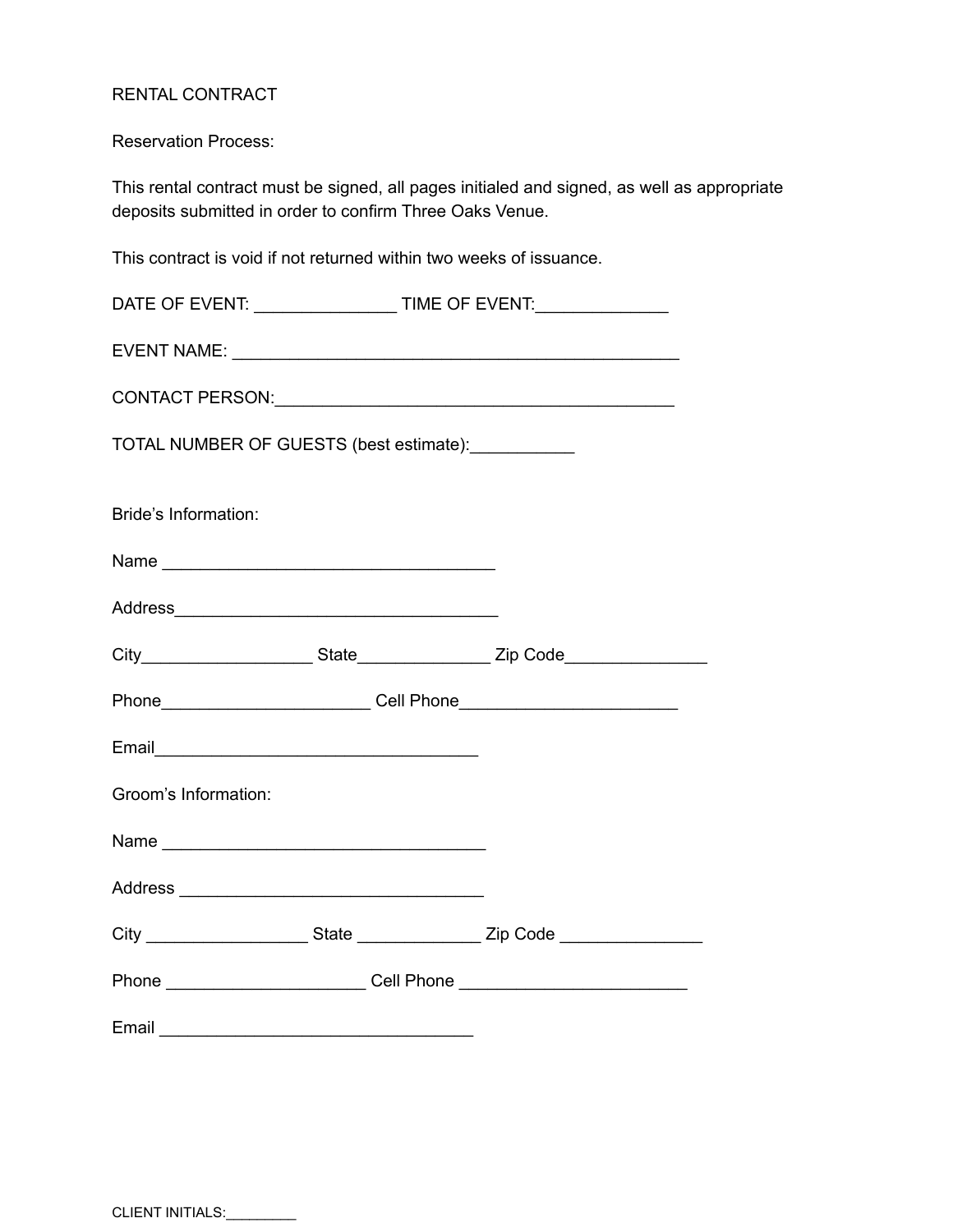RENTAL CONTRACT

Reservation Process:

This rental contract must be signed, all pages initialed and signed, as well as appropriate deposits submitted in order to confirm Three Oaks Venue.

This contract is void if not returned within two weeks of issuance.

DATE OF EVENT: _______________ TIME OF EVENT:______________

EVENT NAME: _________________________________________________

CONTACT PERSON:____________________________________________

TOTAL NUMBER OF GUESTS (best estimate):___________

Bride's Information:

Name ____________________________________

Address___________________________________

City__________________ State_____________ Zip Code_______________

Phone______________________ Cell Phone_______________________

Email___________________________________

Groom's Information:

Name ___________________________________

Address _________________________________

City _________________ State _____________ Zip Code _______________

Phone _____________________ Cell Phone ________________________

Email __________________________________

CLIENT INITIALS:_________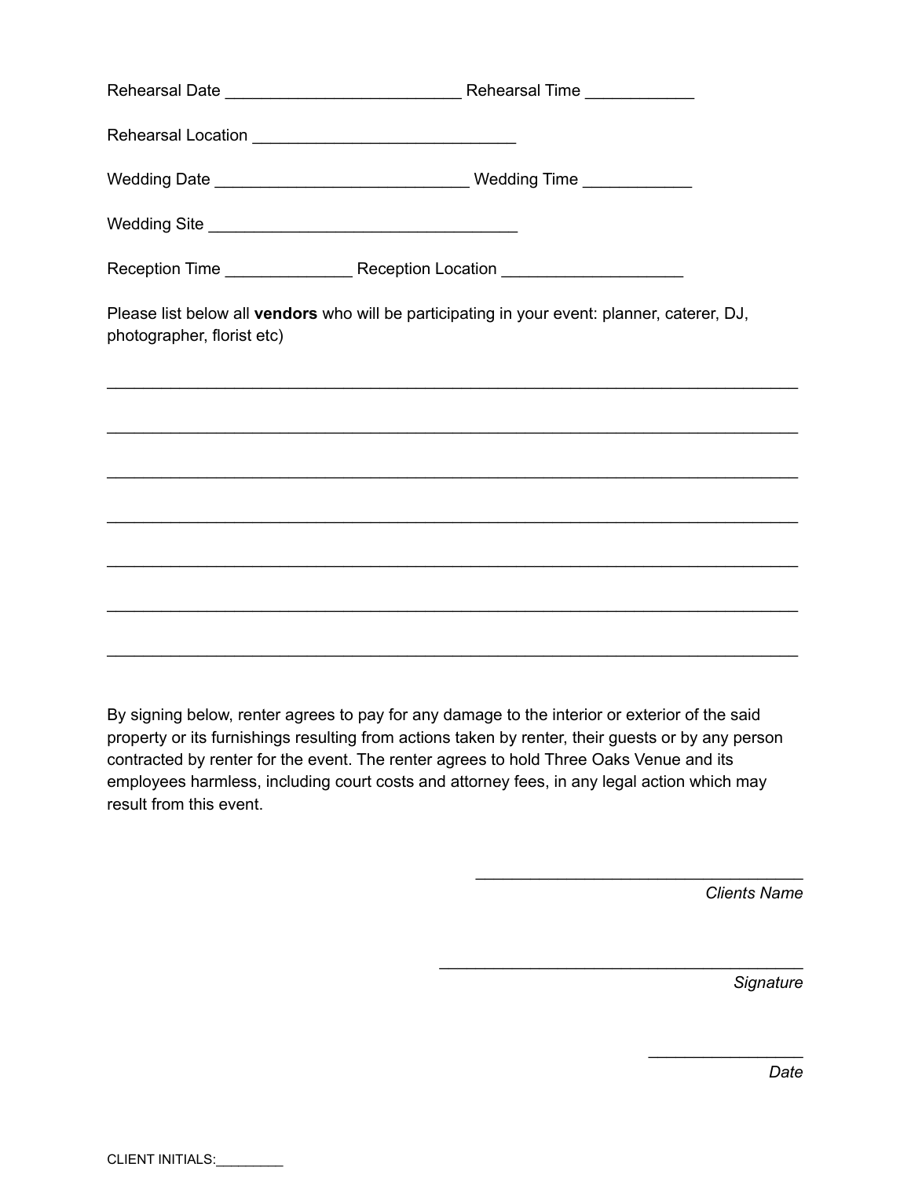Rehearsal Date __________________________ Rehearsal Time ____________

Rehearsal Location _____________________________

Wedding Date ____________________________ Wedding Time ____________

Wedding Site __________________________________

Reception Time ______________ Reception Location ____________________

Please list below all **vendors** who will be participating in your event: planner, caterer, DJ, photographer, florist etc)

____________________________________________________________________________

____________________________________________________________________________

____________________________________________________________________________

____________________________________________________________________________

____________________________________________________________________________

____________________________________________________________________________

____________________________________________________________________________

By signing below, renter agrees to pay for any damage to the interior or exterior of the said property or its furnishings resulting from actions taken by renter, their guests or by any person contracted by renter for the event. The renter agrees to hold Three Oaks Venue and its employees harmless, including court costs and attorney fees, in any legal action which may result from this event.

____________________________________
*Clients Name*

________________________________________
*Signature*

_________________
*Date*

CLIENT INITIALS:_________